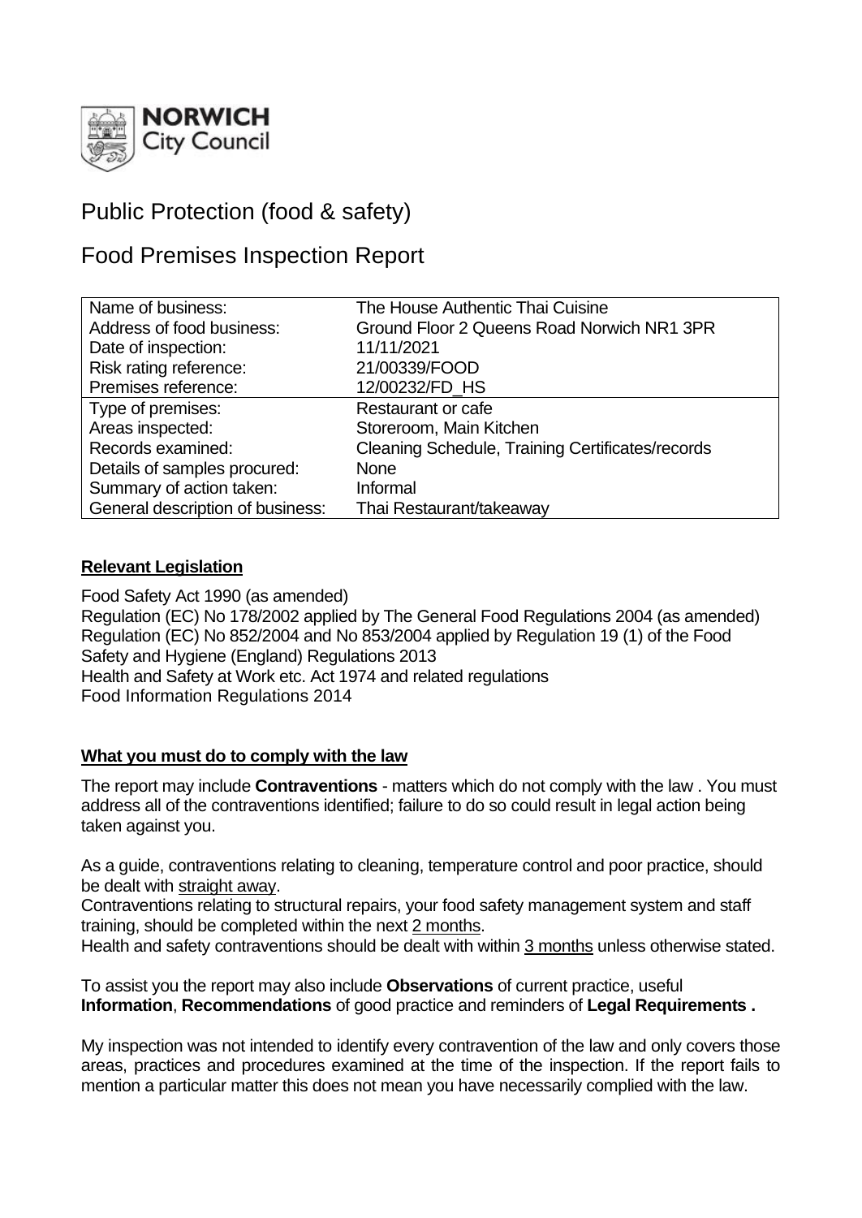NORWICH City Council

# Public Protection (food & safety)

# Food Premises Inspection Report

| | |
|---|---|
| Name of business: | The House Authentic Thai Cuisine |
| Address of food business: | Ground Floor 2 Queens Road Norwich NR1 3PR |
| Date of inspection: | 11/11/2021 |
| Risk rating reference: | 21/00339/FOOD |
| Premises reference: | 12/00232/FD_HS |
| Type of premises: | Restaurant or cafe |
| Areas inspected: | Storeroom, Main Kitchen |
| Records examined: | Cleaning Schedule, Training Certificates/records |
| Details of samples procured: | None |
| Summary of action taken: | Informal |
| General description of business: | Thai Restaurant/takeaway |

## Relevant Legislation

Food Safety Act 1990 (as amended)
Regulation (EC) No 178/2002 applied by The General Food Regulations 2004 (as amended)
Regulation (EC) No 852/2004 and No 853/2004 applied by Regulation 19 (1) of the Food Safety and Hygiene (England) Regulations 2013
Health and Safety at Work etc. Act 1974 and related regulations
Food Information Regulations 2014

## What you must do to comply with the law

The report may include **Contraventions** - matters which do not comply with the law . You must address all of the contraventions identified; failure to do so could result in legal action being taken against you.

As a guide, contraventions relating to cleaning, temperature control and poor practice, should be dealt with straight away.
Contraventions relating to structural repairs, your food safety management system and staff training, should be completed within the next 2 months.
Health and safety contraventions should be dealt with within 3 months unless otherwise stated.

To assist you the report may also include **Observations** of current practice, useful **Information**, **Recommendations** of good practice and reminders of **Legal Requirements .**

My inspection was not intended to identify every contravention of the law and only covers those areas, practices and procedures examined at the time of the inspection. If the report fails to mention a particular matter this does not mean you have necessarily complied with the law.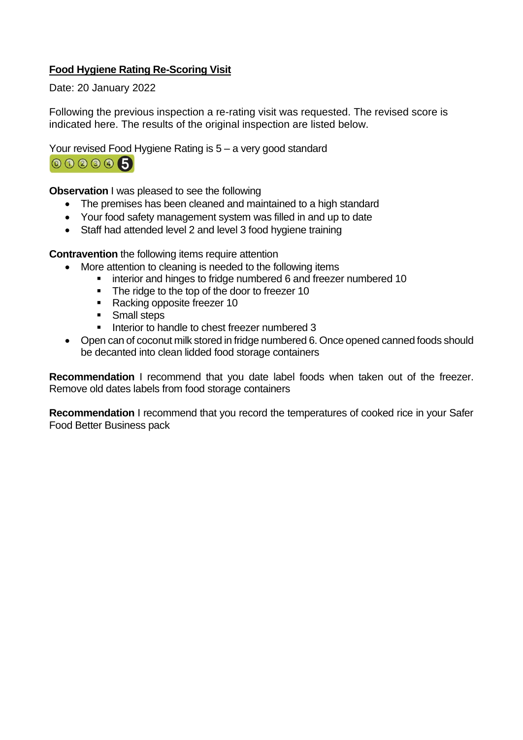## Food Hygiene Rating Re-Scoring Visit

Date: 20 January 2022

Following the previous inspection a re-rating visit was requested. The revised score is indicated here. The results of the original inspection are listed below.

Your revised Food Hygiene Rating is 5 – a very good standard

**Observation** I was pleased to see the following

- The premises has been cleaned and maintained to a high standard
- Your food safety management system was filled in and up to date
- Staff had attended level 2 and level 3 food hygiene training

**Contravention** the following items require attention

- More attention to cleaning is needed to the following items
  - interior and hinges to fridge numbered 6 and freezer numbered 10
  - The ridge to the top of the door to freezer 10
  - Racking opposite freezer 10
  - Small steps
  - Interior to handle to chest freezer numbered 3
- Open can of coconut milk stored in fridge numbered 6. Once opened canned foods should be decanted into clean lidded food storage containers

**Recommendation** I recommend that you date label foods when taken out of the freezer. Remove old dates labels from food storage containers

**Recommendation** I recommend that you record the temperatures of cooked rice in your Safer Food Better Business pack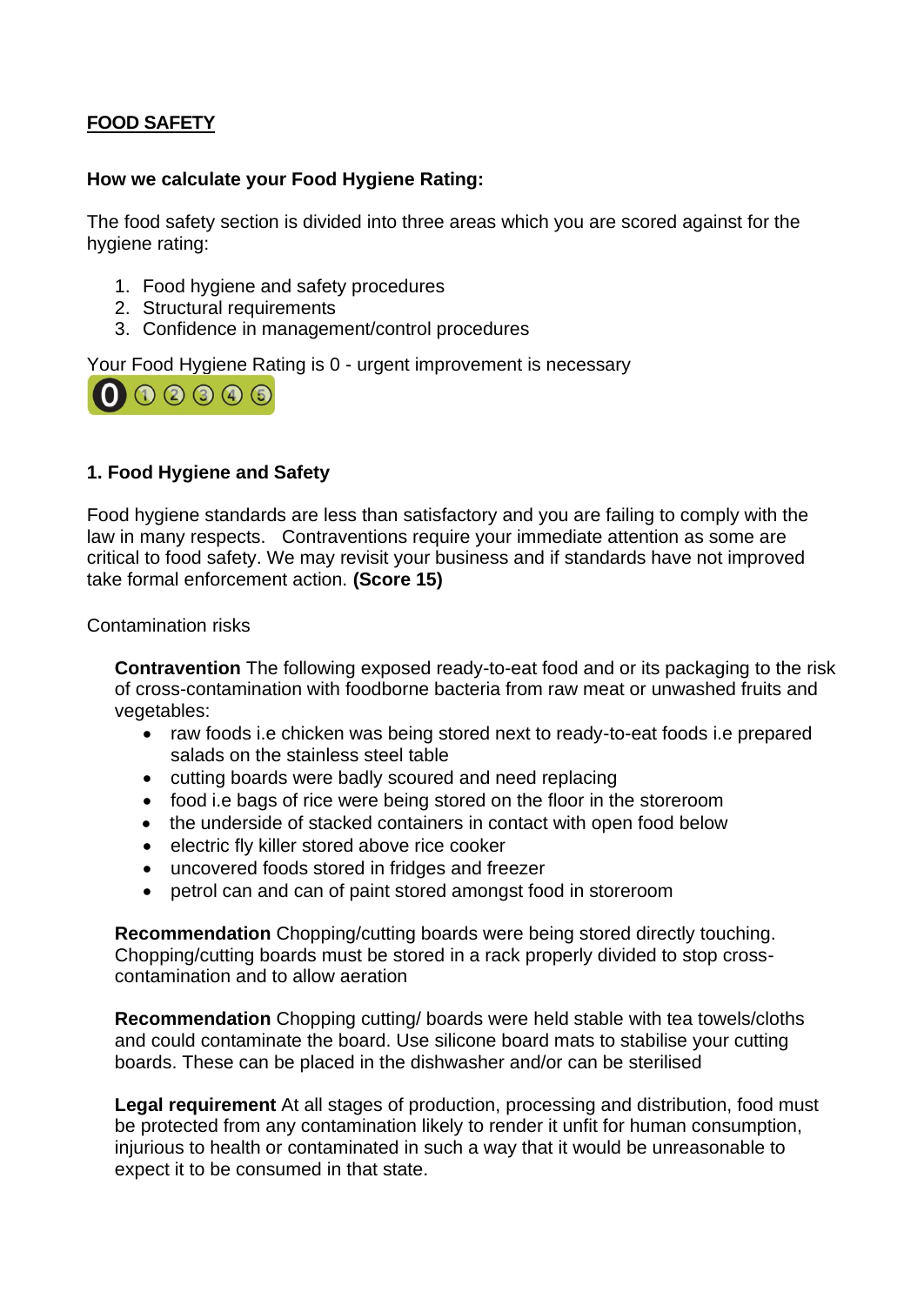**FOOD SAFETY**

**How we calculate your Food Hygiene Rating:**

The food safety section is divided into three areas which you are scored against for the hygiene rating:

1. Food hygiene and safety procedures
2. Structural requirements
3. Confidence in management/control procedures

Your Food Hygiene Rating is 0 - urgent improvement is necessary

**1. Food Hygiene and Safety**

Food hygiene standards are less than satisfactory and you are failing to comply with the law in many respects. Contraventions require your immediate attention as some are critical to food safety. We may revisit your business and if standards have not improved take formal enforcement action. **(Score 15)**

Contamination risks

**Contravention** The following exposed ready-to-eat food and or its packaging to the risk of cross-contamination with foodborne bacteria from raw meat or unwashed fruits and vegetables:

- raw foods i.e chicken was being stored next to ready-to-eat foods i.e prepared salads on the stainless steel table
- cutting boards were badly scoured and need replacing
- food i.e bags of rice were being stored on the floor in the storeroom
- the underside of stacked containers in contact with open food below
- electric fly killer stored above rice cooker
- uncovered foods stored in fridges and freezer
- petrol can and can of paint stored amongst food in storeroom

**Recommendation** Chopping/cutting boards were being stored directly touching. Chopping/cutting boards must be stored in a rack properly divided to stop cross-contamination and to allow aeration

**Recommendation** Chopping cutting/ boards were held stable with tea towels/cloths and could contaminate the board. Use silicone board mats to stabilise your cutting boards. These can be placed in the dishwasher and/or can be sterilised

**Legal requirement** At all stages of production, processing and distribution, food must be protected from any contamination likely to render it unfit for human consumption, injurious to health or contaminated in such a way that it would be unreasonable to expect it to be consumed in that state.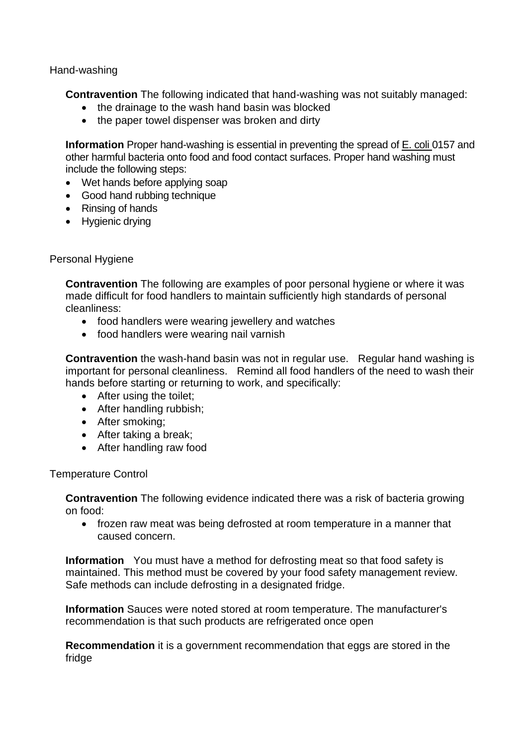## Hand-washing

**Contravention** The following indicated that hand-washing was not suitably managed:

- the drainage to the wash hand basin was blocked
- the paper towel dispenser was broken and dirty

**Information** Proper hand-washing is essential in preventing the spread of E. coli 0157 and other harmful bacteria onto food and food contact surfaces. Proper hand washing must include the following steps:

- Wet hands before applying soap
- Good hand rubbing technique
- Rinsing of hands
- Hygienic drying

## Personal Hygiene

**Contravention** The following are examples of poor personal hygiene or where it was made difficult for food handlers to maintain sufficiently high standards of personal cleanliness:

- food handlers were wearing jewellery and watches
- food handlers were wearing nail varnish

**Contravention** the wash-hand basin was not in regular use. Regular hand washing is important for personal cleanliness. Remind all food handlers of the need to wash their hands before starting or returning to work, and specifically:

- After using the toilet;
- After handling rubbish;
- After smoking;
- After taking a break;
- After handling raw food

## Temperature Control

**Contravention** The following evidence indicated there was a risk of bacteria growing on food:

- frozen raw meat was being defrosted at room temperature in a manner that caused concern.

**Information** You must have a method for defrosting meat so that food safety is maintained. This method must be covered by your food safety management review. Safe methods can include defrosting in a designated fridge.

**Information** Sauces were noted stored at room temperature. The manufacturer's recommendation is that such products are refrigerated once open

**Recommendation** it is a government recommendation that eggs are stored in the fridge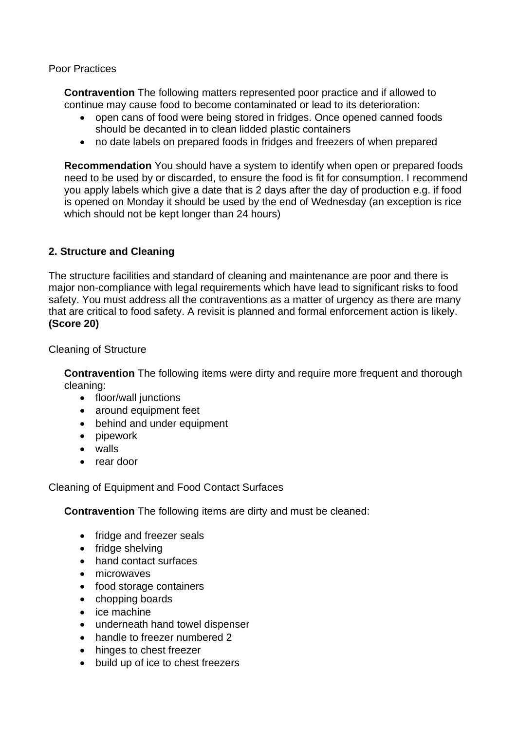Poor Practices

**Contravention** The following matters represented poor practice and if allowed to continue may cause food to become contaminated or lead to its deterioration:

- open cans of food were being stored in fridges. Once opened canned foods should be decanted in to clean lidded plastic containers
- no date labels on prepared foods in fridges and freezers of when prepared

**Recommendation** You should have a system to identify when open or prepared foods need to be used by or discarded, to ensure the food is fit for consumption. I recommend you apply labels which give a date that is 2 days after the day of production e.g. if food is opened on Monday it should be used by the end of Wednesday (an exception is rice which should not be kept longer than 24 hours)

## 2. Structure and Cleaning

The structure facilities and standard of cleaning and maintenance are poor and there is major non-compliance with legal requirements which have lead to significant risks to food safety. You must address all the contraventions as a matter of urgency as there are many that are critical to food safety. A revisit is planned and formal enforcement action is likely. **(Score 20)**

Cleaning of Structure

**Contravention** The following items were dirty and require more frequent and thorough cleaning:

- floor/wall junctions
- around equipment feet
- behind and under equipment
- pipework
- walls
- rear door

Cleaning of Equipment and Food Contact Surfaces

**Contravention** The following items are dirty and must be cleaned:

- fridge and freezer seals
- fridge shelving
- hand contact surfaces
- microwaves
- food storage containers
- chopping boards
- ice machine
- underneath hand towel dispenser
- handle to freezer numbered 2
- hinges to chest freezer
- build up of ice to chest freezers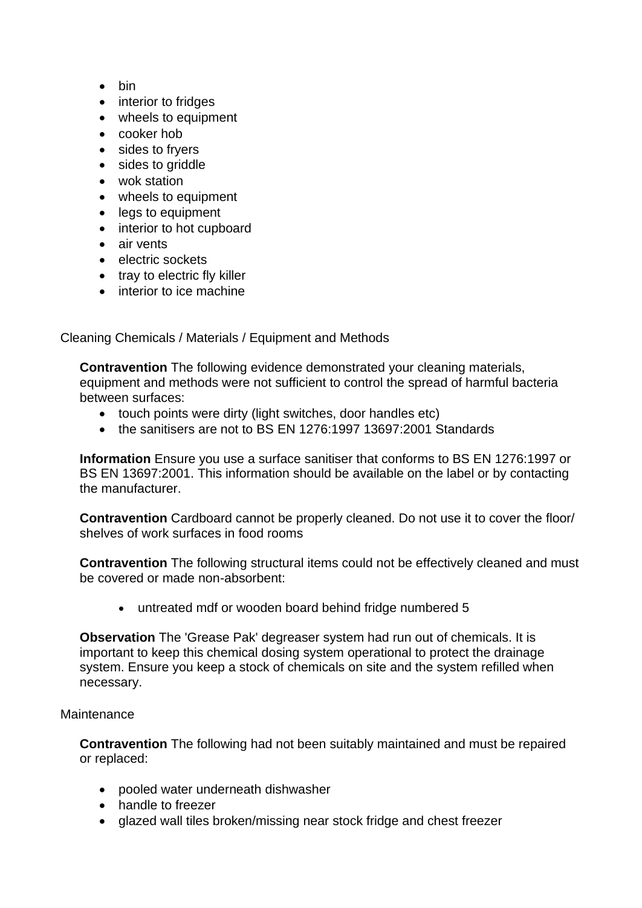- bin
- interior to fridges
- wheels to equipment
- cooker hob
- sides to fryers
- sides to griddle
- wok station
- wheels to equipment
- legs to equipment
- interior to hot cupboard
- air vents
- electric sockets
- tray to electric fly killer
- interior to ice machine

Cleaning Chemicals / Materials / Equipment and Methods

**Contravention** The following evidence demonstrated your cleaning materials, equipment and methods were not sufficient to control the spread of harmful bacteria between surfaces:

- touch points were dirty (light switches, door handles etc)
- the sanitisers are not to BS EN 1276:1997 13697:2001 Standards

**Information** Ensure you use a surface sanitiser that conforms to BS EN 1276:1997 or BS EN 13697:2001. This information should be available on the label or by contacting the manufacturer.

**Contravention** Cardboard cannot be properly cleaned. Do not use it to cover the floor/ shelves of work surfaces in food rooms

**Contravention** The following structural items could not be effectively cleaned and must be covered or made non-absorbent:

- untreated mdf or wooden board behind fridge numbered 5

**Observation** The 'Grease Pak' degreaser system had run out of chemicals. It is important to keep this chemical dosing system operational to protect the drainage system. Ensure you keep a stock of chemicals on site and the system refilled when necessary.

Maintenance

**Contravention** The following had not been suitably maintained and must be repaired or replaced:

- pooled water underneath dishwasher
- handle to freezer
- glazed wall tiles broken/missing near stock fridge and chest freezer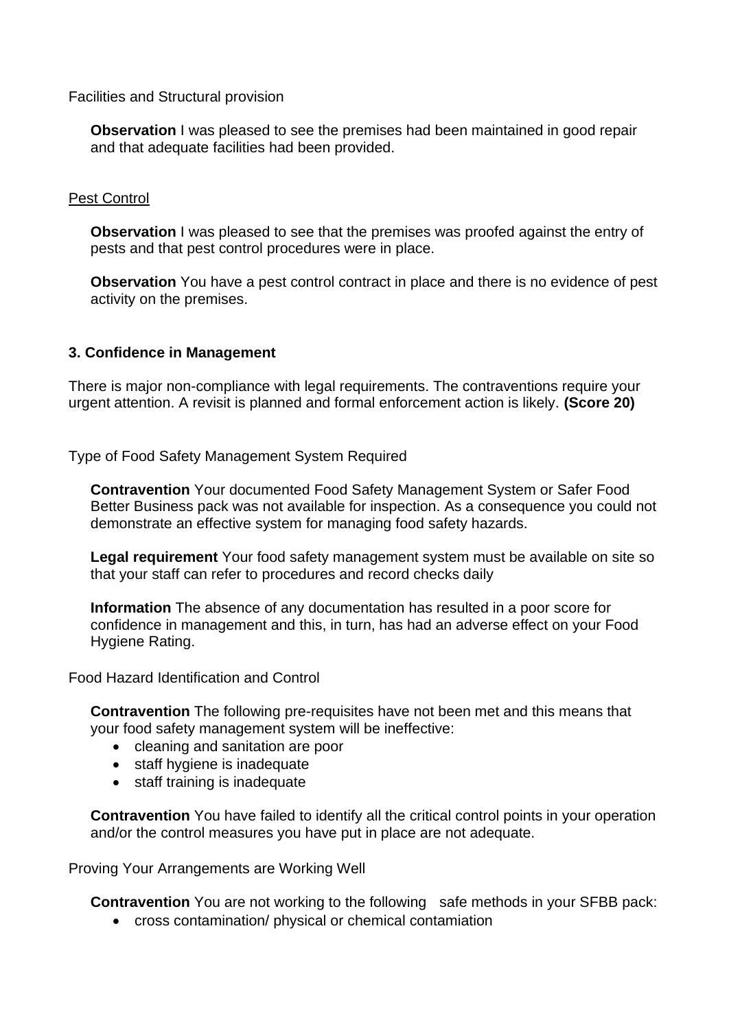Facilities and Structural provision

**Observation** I was pleased to see the premises had been maintained in good repair and that adequate facilities had been provided.

Pest Control

**Observation** I was pleased to see that the premises was proofed against the entry of pests and that pest control procedures were in place.

**Observation** You have a pest control contract in place and there is no evidence of pest activity on the premises.

### 3. Confidence in Management

There is major non-compliance with legal requirements. The contraventions require your urgent attention. A revisit is planned and formal enforcement action is likely. **(Score 20)**

Type of Food Safety Management System Required

**Contravention** Your documented Food Safety Management System or Safer Food Better Business pack was not available for inspection. As a consequence you could not demonstrate an effective system for managing food safety hazards.

**Legal requirement** Your food safety management system must be available on site so that your staff can refer to procedures and record checks daily

**Information** The absence of any documentation has resulted in a poor score for confidence in management and this, in turn, has had an adverse effect on your Food Hygiene Rating.

Food Hazard Identification and Control

**Contravention** The following pre-requisites have not been met and this means that your food safety management system will be ineffective:

- cleaning and sanitation are poor
- staff hygiene is inadequate
- staff training is inadequate

**Contravention** You have failed to identify all the critical control points in your operation and/or the control measures you have put in place are not adequate.

Proving Your Arrangements are Working Well

**Contravention** You are not working to the following safe methods in your SFBB pack:

- cross contamination/ physical or chemical contamiation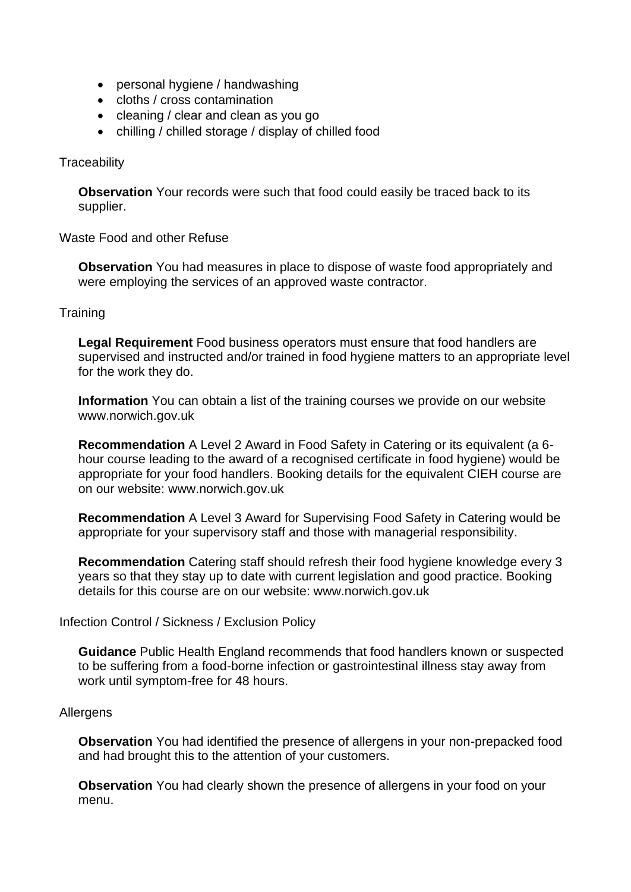- personal hygiene / handwashing
- cloths / cross contamination
- cleaning / clear and clean as you go
- chilling / chilled storage / display of chilled food

Traceability

**Observation** Your records were such that food could easily be traced back to its supplier.

Waste Food and other Refuse

**Observation** You had measures in place to dispose of waste food appropriately and were employing the services of an approved waste contractor.

Training

**Legal Requirement** Food business operators must ensure that food handlers are supervised and instructed and/or trained in food hygiene matters to an appropriate level for the work they do.

**Information** You can obtain a list of the training courses we provide on our website www.norwich.gov.uk

**Recommendation** A Level 2 Award in Food Safety in Catering or its equivalent (a 6-hour course leading to the award of a recognised certificate in food hygiene) would be appropriate for your food handlers. Booking details for the equivalent CIEH course are on our website: www.norwich.gov.uk

**Recommendation** A Level 3 Award for Supervising Food Safety in Catering would be appropriate for your supervisory staff and those with managerial responsibility.

**Recommendation** Catering staff should refresh their food hygiene knowledge every 3 years so that they stay up to date with current legislation and good practice. Booking details for this course are on our website: www.norwich.gov.uk

Infection Control / Sickness / Exclusion Policy

**Guidance** Public Health England recommends that food handlers known or suspected to be suffering from a food-borne infection or gastrointestinal illness stay away from work until symptom-free for 48 hours.

Allergens

**Observation** You had identified the presence of allergens in your non-prepacked food and had brought this to the attention of your customers.

**Observation** You had clearly shown the presence of allergens in your food on your menu.